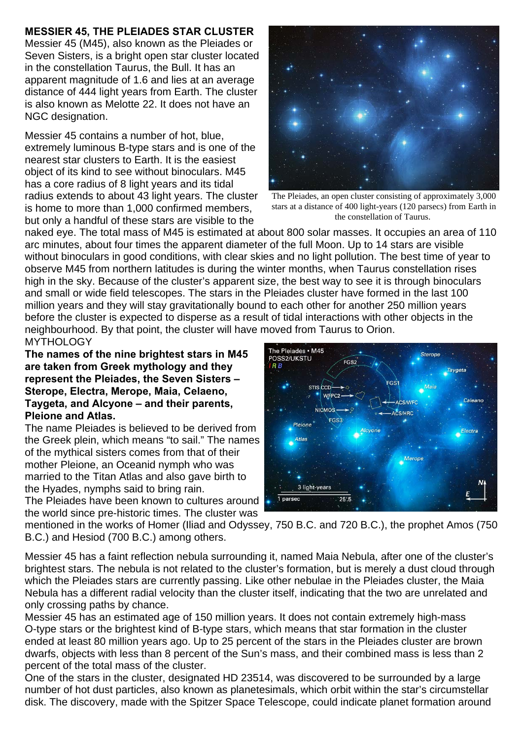**MESSIER 45, THE PLEIADES STAR CLUSTER**

Messier 45 (M45), also known as the Pleiades or Seven Sisters, is a bright open star cluster located in the constellation Taurus, the Bull. It has an apparent magnitude of 1.6 and lies at an average distance of 444 light years from Earth. The cluster is also known as Melotte 22. It does not have an NGC designation.

Messier 45 contains a number of hot, blue, extremely luminous B-type stars and is one of the nearest star clusters to Earth. It is the easiest object of its kind to see without binoculars. M45 has a core radius of 8 light years and its tidal radius extends to about 43 light years. The cluster is home to more than 1,000 confirmed members, but only a handful of these stars are visible to the naked eye. The total mass of M45 is estimated at about 800 solar masses. It occupies an area of 110 arc minutes, about four times the apparent diameter of the full Moon. Up to 14 stars are visible without binoculars in good conditions, with clear skies and no light pollution. The best time of year to observe M45 from northern latitudes is during the winter months, when Taurus constellation rises high in the sky. Because of the cluster's apparent size, the best way to see it is through binoculars and small or wide field telescopes. The stars in the Pleiades cluster have formed in the last 100 million years and they will stay gravitationally bound to each other for another 250 million years before the cluster is expected to disperse as a result of tidal interactions with other objects in the neighbourhood. By that point, the cluster will have moved from Taurus to Orion.

The Pleiades, an open cluster consisting of approximately 3,000 stars at a distance of 400 light-years (120 parsecs) from Earth in the constellation of Taurus.

MYTHOLOGY

**The names of the nine brightest stars in M45 are taken from Greek mythology and they represent the Pleiades, the Seven Sisters – Sterope, Electra, Merope, Maia, Celaeno, Taygeta, and Alcyone – and their parents, Pleione and Atlas.**

The name Pleiades is believed to be derived from the Greek plein, which means "to sail." The names of the mythical sisters comes from that of their mother Pleione, an Oceanid nymph who was married to the Titan Atlas and also gave birth to the Hyades, nymphs said to bring rain.

The Pleiades have been known to cultures around the world since pre-historic times. The cluster was mentioned in the works of Homer (Iliad and Odyssey, 750 B.C. and 720 B.C.), the prophet Amos (750 B.C.) and Hesiod (700 B.C.) among others.

Messier 45 has a faint reflection nebula surrounding it, named Maia Nebula, after one of the cluster's brightest stars. The nebula is not related to the cluster's formation, but is merely a dust cloud through which the Pleiades stars are currently passing. Like other nebulae in the Pleiades cluster, the Maia Nebula has a different radial velocity than the cluster itself, indicating that the two are unrelated and only crossing paths by chance.

Messier 45 has an estimated age of 150 million years. It does not contain extremely high-mass O-type stars or the brightest kind of B-type stars, which means that star formation in the cluster ended at least 80 million years ago. Up to 25 percent of the stars in the Pleiades cluster are brown dwarfs, objects with less than 8 percent of the Sun's mass, and their combined mass is less than 2 percent of the total mass of the cluster.

One of the stars in the cluster, designated HD 23514, was discovered to be surrounded by a large number of hot dust particles, also known as planetesimals, which orbit within the star's circumstellar disk. The discovery, made with the Spitzer Space Telescope, could indicate planet formation around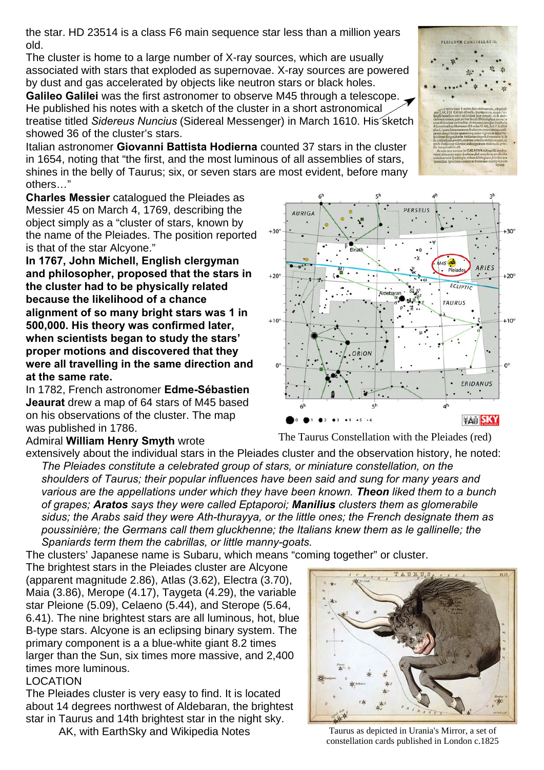the star. HD 23514 is a class F6 main sequence star less than a million years old.

The cluster is home to a large number of X-ray sources, which are usually associated with stars that exploded as supernovae. X-ray sources are powered by dust and gas accelerated by objects like neutron stars or black holes.

**Galileo Galilei** was the first astronomer to observe M45 through a telescope. He published his notes with a sketch of the cluster in a short astronomical treatise titled *Sidereus Nuncius* (Sidereal Messenger) in March 1610. His sketch showed 36 of the cluster's stars.

Italian astronomer **Giovanni Battista Hodierna** counted 37 stars in the cluster in 1654, noting that "the first, and the most luminous of all assemblies of stars, shines in the belly of Taurus; six, or seven stars are most evident, before many others…"

**Charles Messier** catalogued the Pleiades as Messier 45 on March 4, 1769, describing the object simply as a "cluster of stars, known by the name of the Pleiades. The position reported is that of the star Alcyone."

**In 1767, John Michell, English clergyman and philosopher, proposed that the stars in the cluster had to be physically related because the likelihood of a chance alignment of so many bright stars was 1 in 500,000. His theory was confirmed later, when scientists began to study the stars' proper motions and discovered that they were all travelling in the same direction and at the same rate.**

In 1782, French astronomer **Edme-Sébastien Jeaurat** drew a map of 64 stars of M45 based on his observations of the cluster. The map was published in 1786.

The Taurus Constellation with the Pleiades (red)

Admiral **William Henry Smyth** wrote extensively about the individual stars in the Pleiades cluster and the observation history, he noted:

> *The Pleiades constitute a celebrated group of stars, or miniature constellation, on the shoulders of Taurus; their popular influences have been said and sung for many years and various are the appellations under which they have been known. **Theon** liked them to a bunch of grapes; **Aratos** says they were called Eptaporoi; **Manilius** clusters them as glomerabile sidus; the Arabs said they were Ath-thurayya, or the little ones; the French designate them as poussinière; the Germans call them gluckhenne; the Italians knew them as le gallinelle; the Spaniards term them the cabrillas, or little manny-goats.*

The clusters' Japanese name is Subaru, which means "coming together" or cluster.

The brightest stars in the Pleiades cluster are Alcyone (apparent magnitude 2.86), Atlas (3.62), Electra (3.70), Maia (3.86), Merope (4.17), Taygeta (4.29), the variable star Pleione (5.09), Celaeno (5.44), and Sterope (5.64, 6.41). The nine brightest stars are all luminous, hot, blue B-type stars. Alcyone is an eclipsing binary system. The primary component is a a blue-white giant 8.2 times larger than the Sun, six times more massive, and 2,400 times more luminous.

LOCATION

The Pleiades cluster is very easy to find. It is located about 14 degrees northwest of Aldebaran, the brightest star in Taurus and 14th brightest star in the night sky.

AK, with EarthSky and Wikipedia Notes

Taurus as depicted in Urania's Mirror, a set of constellation cards published in London c.1825